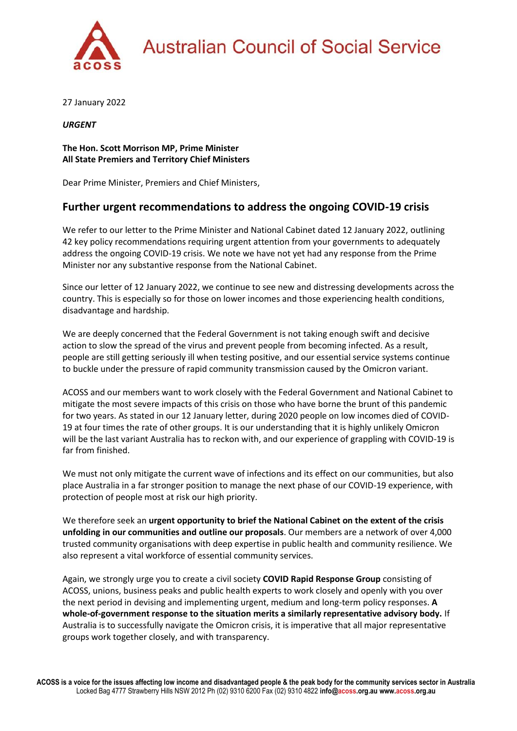# Australian Council of Social Service

27 January 2022

***URGENT***

**The Hon. Scott Morrison MP, Prime Minister**
**All State Premiers and Territory Chief Ministers**

Dear Prime Minister, Premiers and Chief Ministers,

## Further urgent recommendations to address the ongoing COVID-19 crisis

We refer to our letter to the Prime Minister and National Cabinet dated 12 January 2022, outlining 42 key policy recommendations requiring urgent attention from your governments to adequately address the ongoing COVID-19 crisis. We note we have not yet had any response from the Prime Minister nor any substantive response from the National Cabinet.

Since our letter of 12 January 2022, we continue to see new and distressing developments across the country. This is especially so for those on lower incomes and those experiencing health conditions, disadvantage and hardship.

We are deeply concerned that the Federal Government is not taking enough swift and decisive action to slow the spread of the virus and prevent people from becoming infected. As a result, people are still getting seriously ill when testing positive, and our essential service systems continue to buckle under the pressure of rapid community transmission caused by the Omicron variant.

ACOSS and our members want to work closely with the Federal Government and National Cabinet to mitigate the most severe impacts of this crisis on those who have borne the brunt of this pandemic for two years. As stated in our 12 January letter, during 2020 people on low incomes died of COVID-19 at four times the rate of other groups. It is our understanding that it is highly unlikely Omicron will be the last variant Australia has to reckon with, and our experience of grappling with COVID-19 is far from finished.

We must not only mitigate the current wave of infections and its effect on our communities, but also place Australia in a far stronger position to manage the next phase of our COVID-19 experience, with protection of people most at risk our high priority.

We therefore seek an **urgent opportunity to brief the National Cabinet on the extent of the crisis unfolding in our communities and outline our proposals**. Our members are a network of over 4,000 trusted community organisations with deep expertise in public health and community resilience. We also represent a vital workforce of essential community services.

Again, we strongly urge you to create a civil society **COVID Rapid Response Group** consisting of ACOSS, unions, business peaks and public health experts to work closely and openly with you over the next period in devising and implementing urgent, medium and long-term policy responses. **A whole-of-government response to the situation merits a similarly representative advisory body.** If Australia is to successfully navigate the Omicron crisis, it is imperative that all major representative groups work together closely, and with transparency.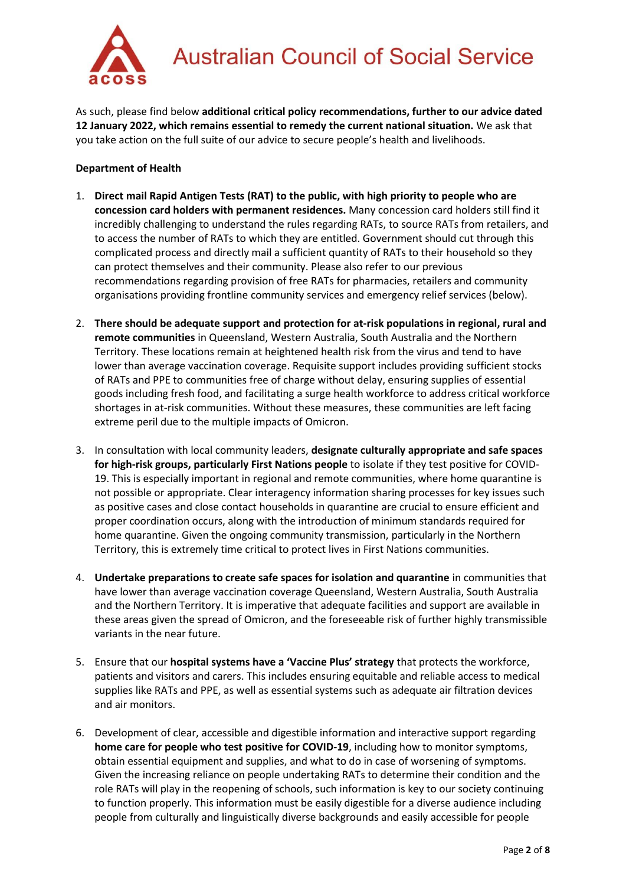As such, please find below **additional critical policy recommendations, further to our advice dated 12 January 2022, which remains essential to remedy the current national situation.** We ask that you take action on the full suite of our advice to secure people's health and livelihoods.

**Department of Health**

1. **Direct mail Rapid Antigen Tests (RAT) to the public, with high priority to people who are concession card holders with permanent residences.** Many concession card holders still find it incredibly challenging to understand the rules regarding RATs, to source RATs from retailers, and to access the number of RATs to which they are entitled. Government should cut through this complicated process and directly mail a sufficient quantity of RATs to their household so they can protect themselves and their community. Please also refer to our previous recommendations regarding provision of free RATs for pharmacies, retailers and community organisations providing frontline community services and emergency relief services (below).

2. **There should be adequate support and protection for at-risk populations in regional, rural and remote communities** in Queensland, Western Australia, South Australia and the Northern Territory. These locations remain at heightened health risk from the virus and tend to have lower than average vaccination coverage. Requisite support includes providing sufficient stocks of RATs and PPE to communities free of charge without delay, ensuring supplies of essential goods including fresh food, and facilitating a surge health workforce to address critical workforce shortages in at-risk communities. Without these measures, these communities are left facing extreme peril due to the multiple impacts of Omicron.

3. In consultation with local community leaders, **designate culturally appropriate and safe spaces for high-risk groups, particularly First Nations people** to isolate if they test positive for COVID-19. This is especially important in regional and remote communities, where home quarantine is not possible or appropriate. Clear interagency information sharing processes for key issues such as positive cases and close contact households in quarantine are crucial to ensure efficient and proper coordination occurs, along with the introduction of minimum standards required for home quarantine. Given the ongoing community transmission, particularly in the Northern Territory, this is extremely time critical to protect lives in First Nations communities.

4. **Undertake preparations to create safe spaces for isolation and quarantine** in communities that have lower than average vaccination coverage Queensland, Western Australia, South Australia and the Northern Territory. It is imperative that adequate facilities and support are available in these areas given the spread of Omicron, and the foreseeable risk of further highly transmissible variants in the near future.

5. Ensure that our **hospital systems have a 'Vaccine Plus' strategy** that protects the workforce, patients and visitors and carers. This includes ensuring equitable and reliable access to medical supplies like RATs and PPE, as well as essential systems such as adequate air filtration devices and air monitors.

6. Development of clear, accessible and digestible information and interactive support regarding **home care for people who test positive for COVID-19**, including how to monitor symptoms, obtain essential equipment and supplies, and what to do in case of worsening of symptoms. Given the increasing reliance on people undertaking RATs to determine their condition and the role RATs will play in the reopening of schools, such information is key to our society continuing to function properly. This information must be easily digestible for a diverse audience including people from culturally and linguistically diverse backgrounds and easily accessible for people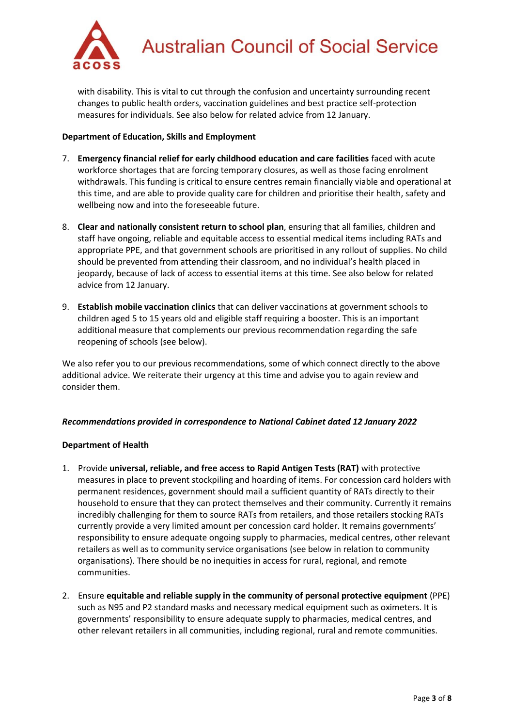with disability. This is vital to cut through the confusion and uncertainty surrounding recent changes to public health orders, vaccination guidelines and best practice self-protection measures for individuals. See also below for related advice from 12 January.

**Department of Education, Skills and Employment**

7. **Emergency financial relief for early childhood education and care facilities** faced with acute workforce shortages that are forcing temporary closures, as well as those facing enrolment withdrawals. This funding is critical to ensure centres remain financially viable and operational at this time, and are able to provide quality care for children and prioritise their health, safety and wellbeing now and into the foreseeable future.

8. **Clear and nationally consistent return to school plan**, ensuring that all families, children and staff have ongoing, reliable and equitable access to essential medical items including RATs and appropriate PPE, and that government schools are prioritised in any rollout of supplies. No child should be prevented from attending their classroom, and no individual's health placed in jeopardy, because of lack of access to essential items at this time. See also below for related advice from 12 January.

9. **Establish mobile vaccination clinics** that can deliver vaccinations at government schools to children aged 5 to 15 years old and eligible staff requiring a booster. This is an important additional measure that complements our previous recommendation regarding the safe reopening of schools (see below).

We also refer you to our previous recommendations, some of which connect directly to the above additional advice. We reiterate their urgency at this time and advise you to again review and consider them.

***Recommendations provided in correspondence to National Cabinet dated 12 January 2022***

**Department of Health**

1. Provide **universal, reliable, and free access to Rapid Antigen Tests (RAT)** with protective measures in place to prevent stockpiling and hoarding of items. For concession card holders with permanent residences, government should mail a sufficient quantity of RATs directly to their household to ensure that they can protect themselves and their community. Currently it remains incredibly challenging for them to source RATs from retailers, and those retailers stocking RATs currently provide a very limited amount per concession card holder. It remains governments' responsibility to ensure adequate ongoing supply to pharmacies, medical centres, other relevant retailers as well as to community service organisations (see below in relation to community organisations). There should be no inequities in access for rural, regional, and remote communities.

2. Ensure **equitable and reliable supply in the community of personal protective equipment** (PPE) such as N95 and P2 standard masks and necessary medical equipment such as oximeters. It is governments' responsibility to ensure adequate supply to pharmacies, medical centres, and other relevant retailers in all communities, including regional, rural and remote communities.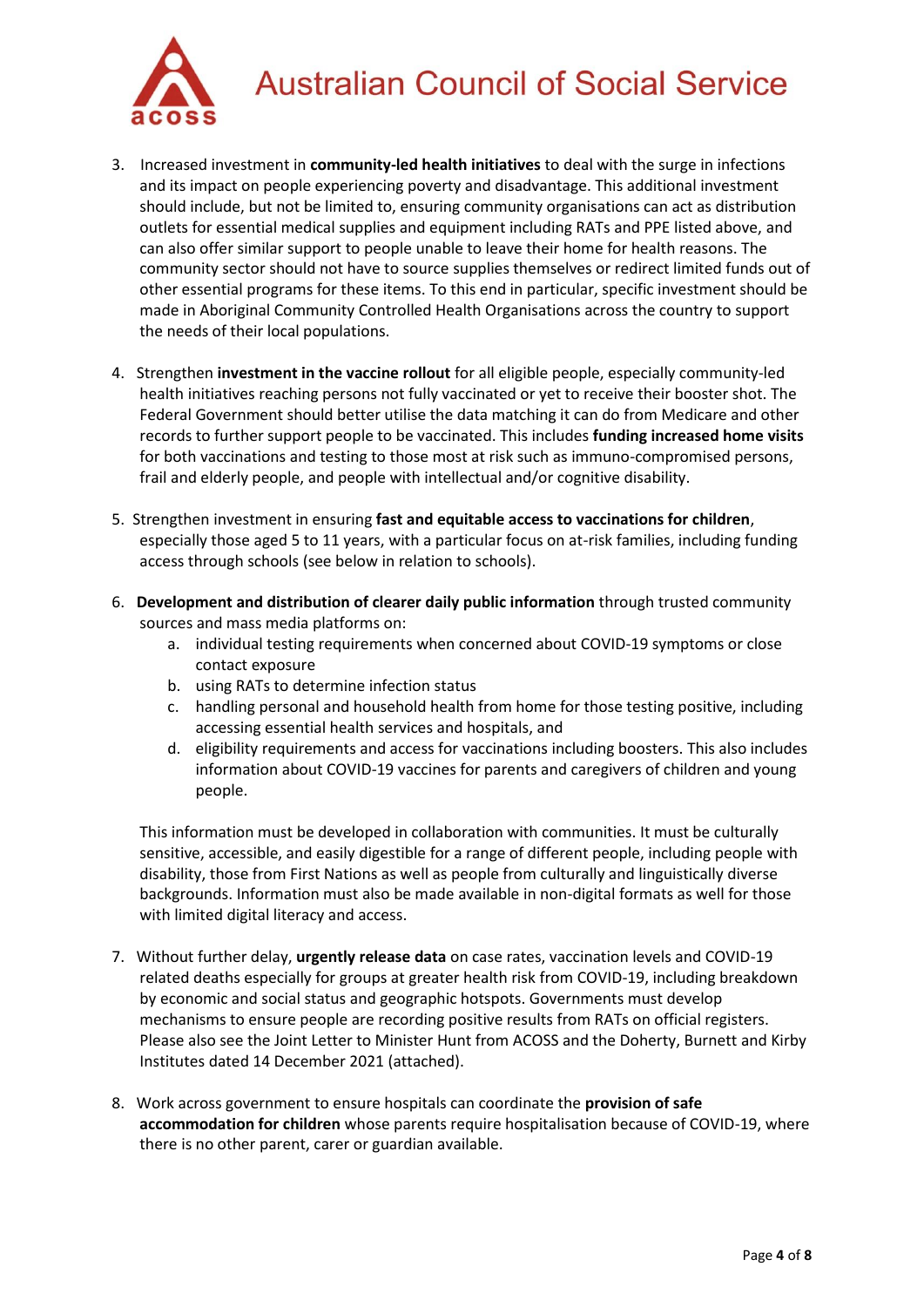3. Increased investment in **community-led health initiatives** to deal with the surge in infections and its impact on people experiencing poverty and disadvantage. This additional investment should include, but not be limited to, ensuring community organisations can act as distribution outlets for essential medical supplies and equipment including RATs and PPE listed above, and can also offer similar support to people unable to leave their home for health reasons. The community sector should not have to source supplies themselves or redirect limited funds out of other essential programs for these items. To this end in particular, specific investment should be made in Aboriginal Community Controlled Health Organisations across the country to support the needs of their local populations.

4. Strengthen **investment in the vaccine rollout** for all eligible people, especially community-led health initiatives reaching persons not fully vaccinated or yet to receive their booster shot. The Federal Government should better utilise the data matching it can do from Medicare and other records to further support people to be vaccinated. This includes **funding increased home visits** for both vaccinations and testing to those most at risk such as immuno-compromised persons, frail and elderly people, and people with intellectual and/or cognitive disability.

5. Strengthen investment in ensuring **fast and equitable access to vaccinations for children**, especially those aged 5 to 11 years, with a particular focus on at-risk families, including funding access through schools (see below in relation to schools).

6. **Development and distribution of clearer daily public information** through trusted community sources and mass media platforms on:
   a. individual testing requirements when concerned about COVID-19 symptoms or close contact exposure
   b. using RATs to determine infection status
   c. handling personal and household health from home for those testing positive, including accessing essential health services and hospitals, and
   d. eligibility requirements and access for vaccinations including boosters. This also includes information about COVID-19 vaccines for parents and caregivers of children and young people.

   This information must be developed in collaboration with communities. It must be culturally sensitive, accessible, and easily digestible for a range of different people, including people with disability, those from First Nations as well as people from culturally and linguistically diverse backgrounds. Information must also be made available in non-digital formats as well for those with limited digital literacy and access.

7. Without further delay, **urgently release data** on case rates, vaccination levels and COVID-19 related deaths especially for groups at greater health risk from COVID-19, including breakdown by economic and social status and geographic hotspots. Governments must develop mechanisms to ensure people are recording positive results from RATs on official registers. Please also see the Joint Letter to Minister Hunt from ACOSS and the Doherty, Burnett and Kirby Institutes dated 14 December 2021 (attached).

8. Work across government to ensure hospitals can coordinate the **provision of safe accommodation for children** whose parents require hospitalisation because of COVID-19, where there is no other parent, carer or guardian available.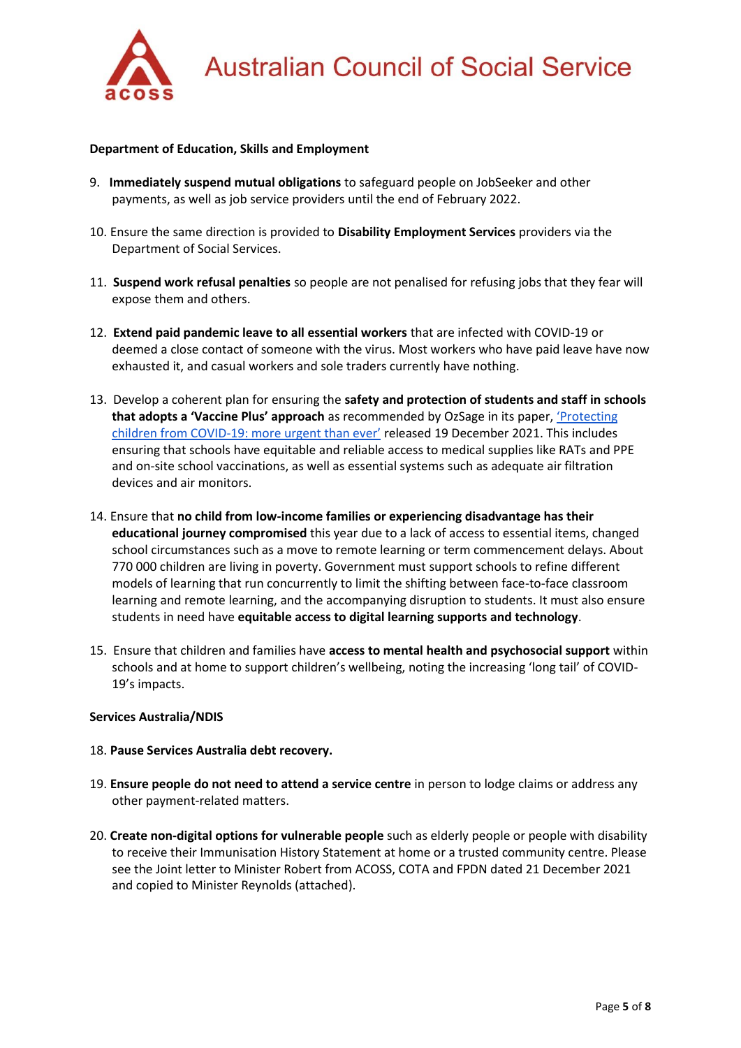**Department of Education, Skills and Employment**

9. **Immediately suspend mutual obligations** to safeguard people on JobSeeker and other payments, as well as job service providers until the end of February 2022.

10. Ensure the same direction is provided to **Disability Employment Services** providers via the Department of Social Services.

11. **Suspend work refusal penalties** so people are not penalised for refusing jobs that they fear will expose them and others.

12. **Extend paid pandemic leave to all essential workers** that are infected with COVID-19 or deemed a close contact of someone with the virus. Most workers who have paid leave have now exhausted it, and casual workers and sole traders currently have nothing.

13. Develop a coherent plan for ensuring the **safety and protection of students and staff in schools that adopts a 'Vaccine Plus' approach** as recommended by OzSage in its paper, ['Protecting children from COVID-19: more urgent than ever'](#) released 19 December 2021. This includes ensuring that schools have equitable and reliable access to medical supplies like RATs and PPE and on-site school vaccinations, as well as essential systems such as adequate air filtration devices and air monitors.

14. Ensure that **no child from low-income families or experiencing disadvantage has their educational journey compromised** this year due to a lack of access to essential items, changed school circumstances such as a move to remote learning or term commencement delays. About 770 000 children are living in poverty. Government must support schools to refine different models of learning that run concurrently to limit the shifting between face-to-face classroom learning and remote learning, and the accompanying disruption to students. It must also ensure students in need have **equitable access to digital learning supports and technology**.

15. Ensure that children and families have **access to mental health and psychosocial support** within schools and at home to support children's wellbeing, noting the increasing 'long tail' of COVID-19's impacts.

**Services Australia/NDIS**

18. **Pause Services Australia debt recovery.**

19. **Ensure people do not need to attend a service centre** in person to lodge claims or address any other payment-related matters.

20. **Create non-digital options for vulnerable people** such as elderly people or people with disability to receive their Immunisation History Statement at home or a trusted community centre. Please see the Joint letter to Minister Robert from ACOSS, COTA and FPDN dated 21 December 2021 and copied to Minister Reynolds (attached).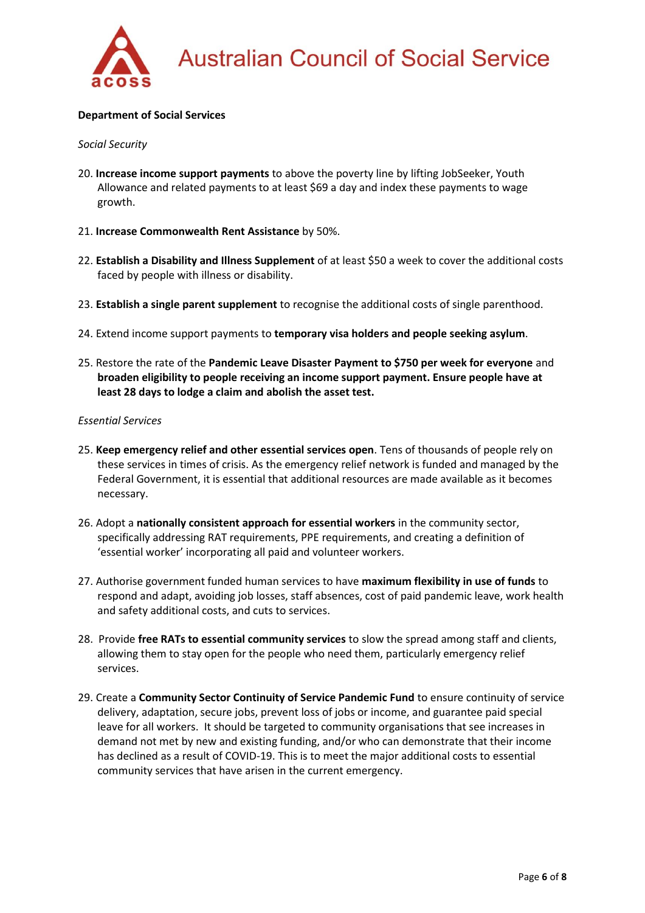**Department of Social Services**

*Social Security*

20. **Increase income support payments** to above the poverty line by lifting JobSeeker, Youth Allowance and related payments to at least $69 a day and index these payments to wage growth.

21. **Increase Commonwealth Rent Assistance** by 50%.

22. **Establish a Disability and Illness Supplement** of at least $50 a week to cover the additional costs faced by people with illness or disability.

23. **Establish a single parent supplement** to recognise the additional costs of single parenthood.

24. Extend income support payments to **temporary visa holders and people seeking asylum**.

25. Restore the rate of the **Pandemic Leave Disaster Payment to $750 per week for everyone** and **broaden eligibility to people receiving an income support payment. Ensure people have at least 28 days to lodge a claim and abolish the asset test.**

*Essential Services*

25. **Keep emergency relief and other essential services open**. Tens of thousands of people rely on these services in times of crisis. As the emergency relief network is funded and managed by the Federal Government, it is essential that additional resources are made available as it becomes necessary.

26. Adopt a **nationally consistent approach for essential workers** in the community sector, specifically addressing RAT requirements, PPE requirements, and creating a definition of 'essential worker' incorporating all paid and volunteer workers.

27. Authorise government funded human services to have **maximum flexibility in use of funds** to respond and adapt, avoiding job losses, staff absences, cost of paid pandemic leave, work health and safety additional costs, and cuts to services.

28. Provide **free RATs to essential community services** to slow the spread among staff and clients, allowing them to stay open for the people who need them, particularly emergency relief services.

29. Create a **Community Sector Continuity of Service Pandemic Fund** to ensure continuity of service delivery, adaptation, secure jobs, prevent loss of jobs or income, and guarantee paid special leave for all workers. It should be targeted to community organisations that see increases in demand not met by new and existing funding, and/or who can demonstrate that their income has declined as a result of COVID-19. This is to meet the major additional costs to essential community services that have arisen in the current emergency.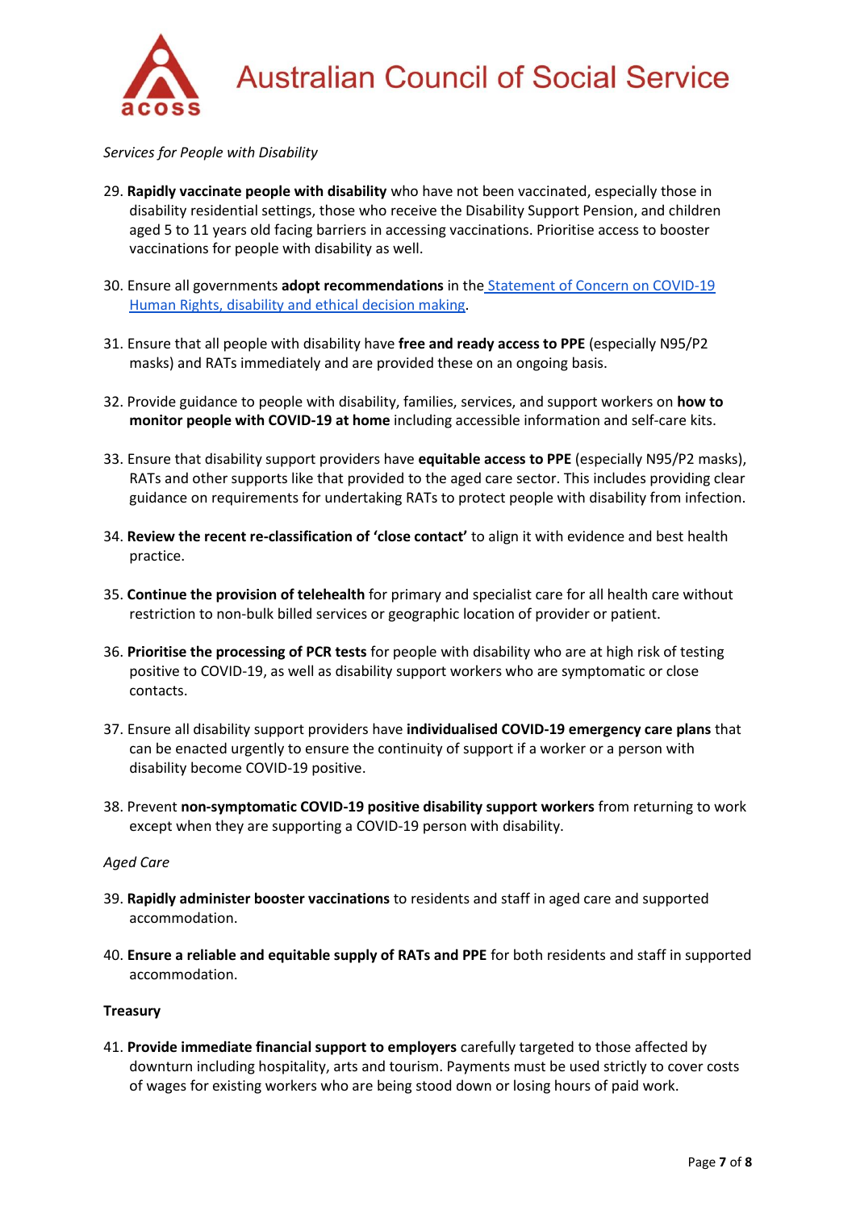*Services for People with Disability*

29. **Rapidly vaccinate people with disability** who have not been vaccinated, especially those in disability residential settings, those who receive the Disability Support Pension, and children aged 5 to 11 years old facing barriers in accessing vaccinations. Prioritise access to booster vaccinations for people with disability as well.

30. Ensure all governments **adopt recommendations** in the [Statement of Concern on COVID-19 Human Rights, disability and ethical decision making](#).

31. Ensure that all people with disability have **free and ready access to PPE** (especially N95/P2 masks) and RATs immediately and are provided these on an ongoing basis.

32. Provide guidance to people with disability, families, services, and support workers on **how to monitor people with COVID-19 at home** including accessible information and self-care kits.

33. Ensure that disability support providers have **equitable access to PPE** (especially N95/P2 masks), RATs and other supports like that provided to the aged care sector. This includes providing clear guidance on requirements for undertaking RATs to protect people with disability from infection.

34. **Review the recent re-classification of 'close contact'** to align it with evidence and best health practice.

35. **Continue the provision of telehealth** for primary and specialist care for all health care without restriction to non-bulk billed services or geographic location of provider or patient.

36. **Prioritise the processing of PCR tests** for people with disability who are at high risk of testing positive to COVID-19, as well as disability support workers who are symptomatic or close contacts.

37. Ensure all disability support providers have **individualised COVID-19 emergency care plans** that can be enacted urgently to ensure the continuity of support if a worker or a person with disability become COVID-19 positive.

38. Prevent **non-symptomatic COVID-19 positive disability support workers** from returning to work except when they are supporting a COVID-19 person with disability.

*Aged Care*

39. **Rapidly administer booster vaccinations** to residents and staff in aged care and supported accommodation.

40. **Ensure a reliable and equitable supply of RATs and PPE** for both residents and staff in supported accommodation.

**Treasury**

41. **Provide immediate financial support to employers** carefully targeted to those affected by downturn including hospitality, arts and tourism. Payments must be used strictly to cover costs of wages for existing workers who are being stood down or losing hours of paid work.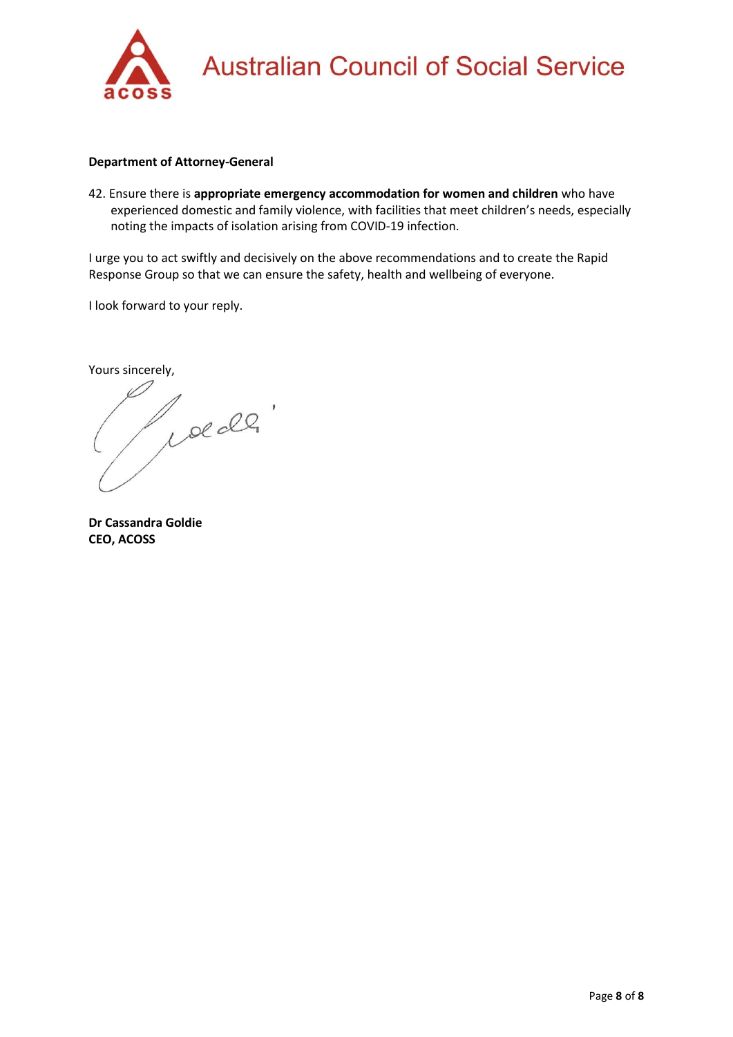**Department of Attorney-General**

42. Ensure there is **appropriate emergency accommodation for women and children** who have experienced domestic and family violence, with facilities that meet children's needs, especially noting the impacts of isolation arising from COVID-19 infection.

I urge you to act swiftly and decisively on the above recommendations and to create the Rapid Response Group so that we can ensure the safety, health and wellbeing of everyone.

I look forward to your reply.

Yours sincerely,

**Dr Cassandra Goldie**
**CEO, ACOSS**